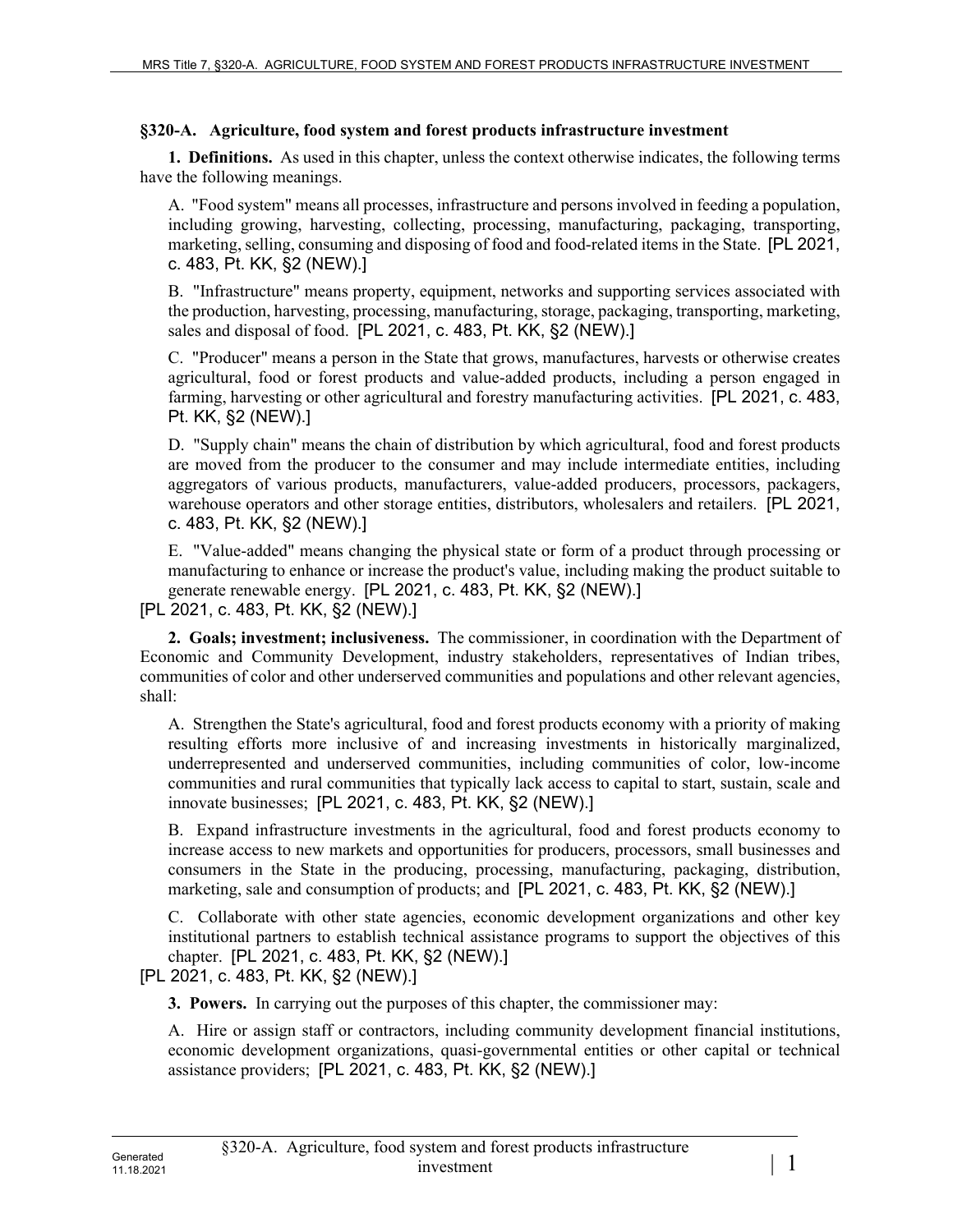**§320-A. Agriculture, food system and forest products infrastructure investment**

**1. Definitions.** As used in this chapter, unless the context otherwise indicates, the following terms have the following meanings.

A. "Food system" means all processes, infrastructure and persons involved in feeding a population, including growing, harvesting, collecting, processing, manufacturing, packaging, transporting, marketing, selling, consuming and disposing of food and food-related items in the State. [PL 2021, c. 483, Pt. KK, §2 (NEW).]

B. "Infrastructure" means property, equipment, networks and supporting services associated with the production, harvesting, processing, manufacturing, storage, packaging, transporting, marketing, sales and disposal of food. [PL 2021, c. 483, Pt. KK, §2 (NEW).]

C. "Producer" means a person in the State that grows, manufactures, harvests or otherwise creates agricultural, food or forest products and value-added products, including a person engaged in farming, harvesting or other agricultural and forestry manufacturing activities. [PL 2021, c. 483, Pt. KK, §2 (NEW).]

D. "Supply chain" means the chain of distribution by which agricultural, food and forest products are moved from the producer to the consumer and may include intermediate entities, including aggregators of various products, manufacturers, value-added producers, processors, packagers, warehouse operators and other storage entities, distributors, wholesalers and retailers. [PL 2021, c. 483, Pt. KK, §2 (NEW).]

E. "Value-added" means changing the physical state or form of a product through processing or manufacturing to enhance or increase the product's value, including making the product suitable to generate renewable energy. [PL 2021, c. 483, Pt. KK, §2 (NEW).]

[PL 2021, c. 483, Pt. KK, §2 (NEW).]

**2. Goals; investment; inclusiveness.** The commissioner, in coordination with the Department of Economic and Community Development, industry stakeholders, representatives of Indian tribes, communities of color and other underserved communities and populations and other relevant agencies, shall:

A. Strengthen the State's agricultural, food and forest products economy with a priority of making resulting efforts more inclusive of and increasing investments in historically marginalized, underrepresented and underserved communities, including communities of color, low-income communities and rural communities that typically lack access to capital to start, sustain, scale and innovate businesses; [PL 2021, c. 483, Pt. KK, §2 (NEW).]

B. Expand infrastructure investments in the agricultural, food and forest products economy to increase access to new markets and opportunities for producers, processors, small businesses and consumers in the State in the producing, processing, manufacturing, packaging, distribution, marketing, sale and consumption of products; and [PL 2021, c. 483, Pt. KK, §2 (NEW).]

C. Collaborate with other state agencies, economic development organizations and other key institutional partners to establish technical assistance programs to support the objectives of this chapter. [PL 2021, c. 483, Pt. KK, §2 (NEW).]

[PL 2021, c. 483, Pt. KK, §2 (NEW).]

**3. Powers.** In carrying out the purposes of this chapter, the commissioner may:

A. Hire or assign staff or contractors, including community development financial institutions, economic development organizations, quasi-governmental entities or other capital or technical assistance providers; [PL 2021, c. 483, Pt. KK, §2 (NEW).]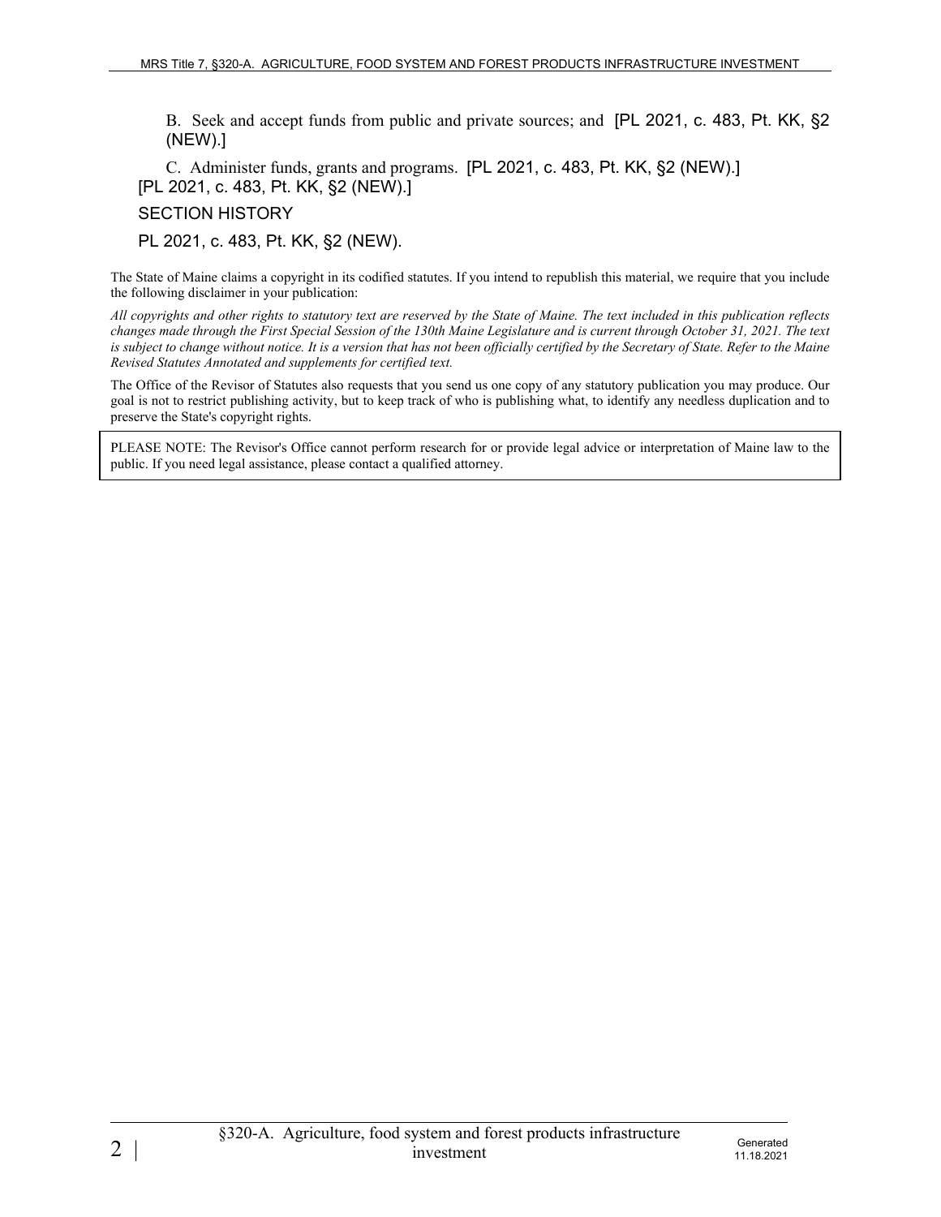B. Seek and accept funds from public and private sources; and [PL 2021, c. 483, Pt. KK, §2 (NEW).]

C. Administer funds, grants and programs. [PL 2021, c. 483, Pt. KK, §2 (NEW).]

[PL 2021, c. 483, Pt. KK, §2 (NEW).]

SECTION HISTORY

PL 2021, c. 483, Pt. KK, §2 (NEW).

The State of Maine claims a copyright in its codified statutes. If you intend to republish this material, we require that you include the following disclaimer in your publication:

*All copyrights and other rights to statutory text are reserved by the State of Maine. The text included in this publication reflects changes made through the First Special Session of the 130th Maine Legislature and is current through October 31, 2021. The text is subject to change without notice. It is a version that has not been officially certified by the Secretary of State. Refer to the Maine Revised Statutes Annotated and supplements for certified text.*

The Office of the Revisor of Statutes also requests that you send us one copy of any statutory publication you may produce. Our goal is not to restrict publishing activity, but to keep track of who is publishing what, to identify any needless duplication and to preserve the State's copyright rights.

PLEASE NOTE: The Revisor's Office cannot perform research for or provide legal advice or interpretation of Maine law to the public. If you need legal assistance, please contact a qualified attorney.